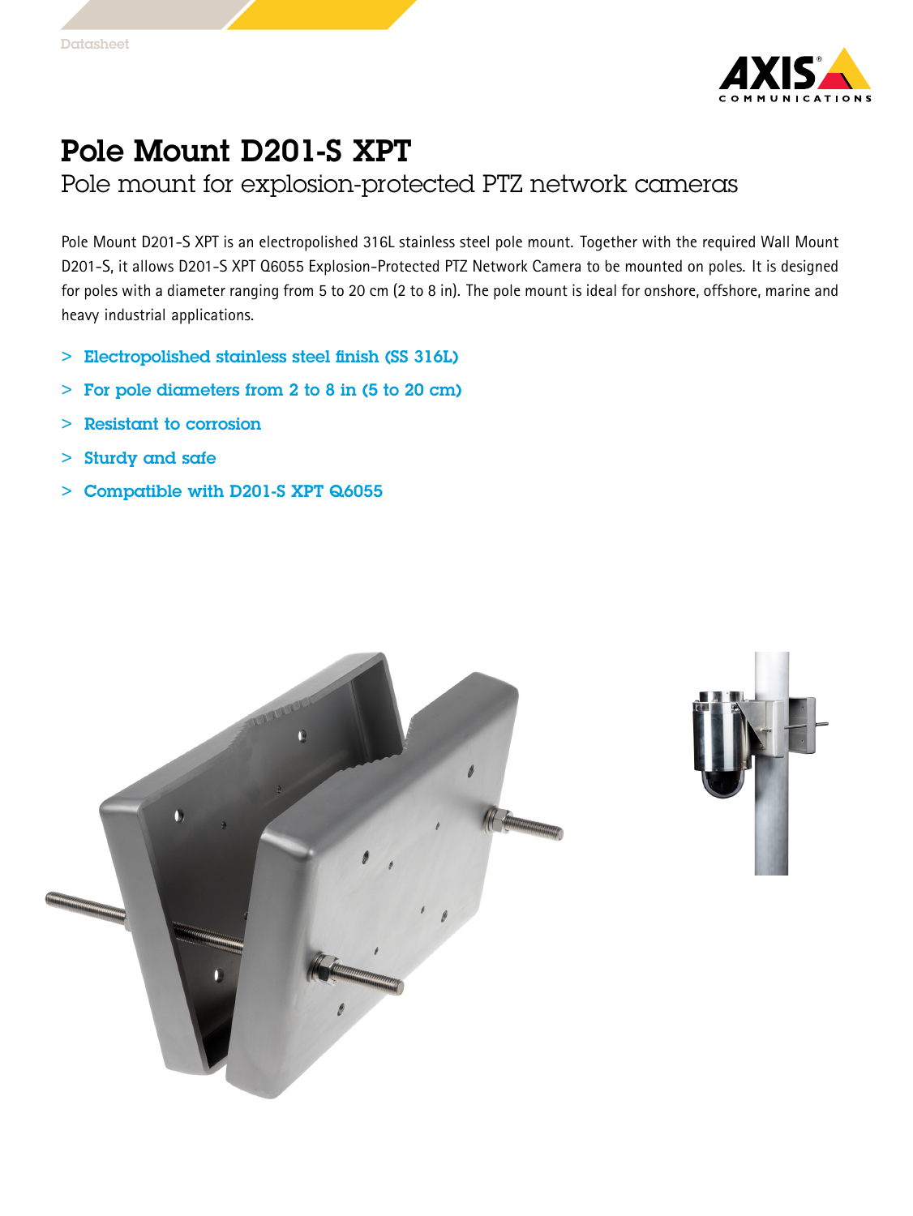# Pole Mount D201-S XPT

## Pole mount for explosion-protected PTZ network cameras

Pole Mount D201-S XPT is an electropolished 316L stainless steel pole mount. Together with the required Wall Mount D201-S, it allows D201-S XPT Q6055 Explosion-Protected PTZ Network Camera to be mounted on poles. It is designed for poles with a diameter ranging from 5 to 20 cm (2 to 8 in). The pole mount is ideal for onshore, offshore, marine and heavy industrial applications.

- **Electropolished stainless steel finish (SS 316L)**
- **For pole diameters from 2 to 8 in (5 to 20 cm)**
- **Resistant to corrosion**
- **Sturdy and safe**
- **Compatible with D201-S XPT Q6055**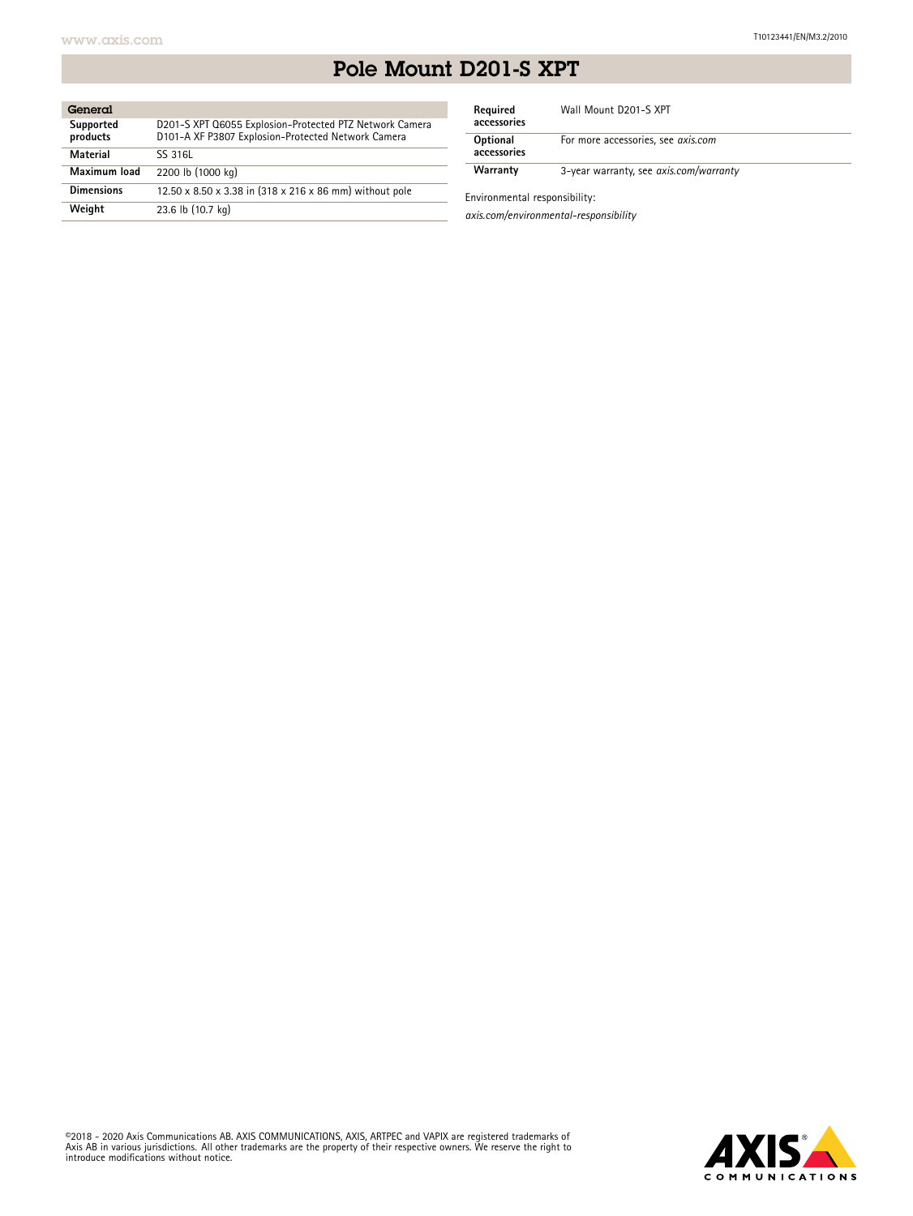# Pole Mount D201-S XPT

## General

| | |
|---|---|
| **Supported products** | D201-S XPT Q6055 Explosion-Protected PTZ Network Camera<br>D101-A XF P3807 Explosion-Protected Network Camera |
| **Material** | SS 316L |
| **Maximum load** | 2200 lb (1000 kg) |
| **Dimensions** | 12.50 x 8.50 x 3.38 in (318 x 216 x 86 mm) without pole |
| **Weight** | 23.6 lb (10.7 kg) |
| **Required accessories** | Wall Mount D201-S XPT |
| **Optional accessories** | For more accessories, see *axis.com* |
| **Warranty** | 3-year warranty, see *axis.com/warranty* |

Environmental responsibility:

*axis.com/environmental-responsibility*

©2018 - 2020 Axis Communications AB. AXIS COMMUNICATIONS, AXIS, ARTPEC and VAPIX are registered trademarks of Axis AB in various jurisdictions. All other trademarks are the property of their respective owners. We reserve the right to introduce modifications without notice.